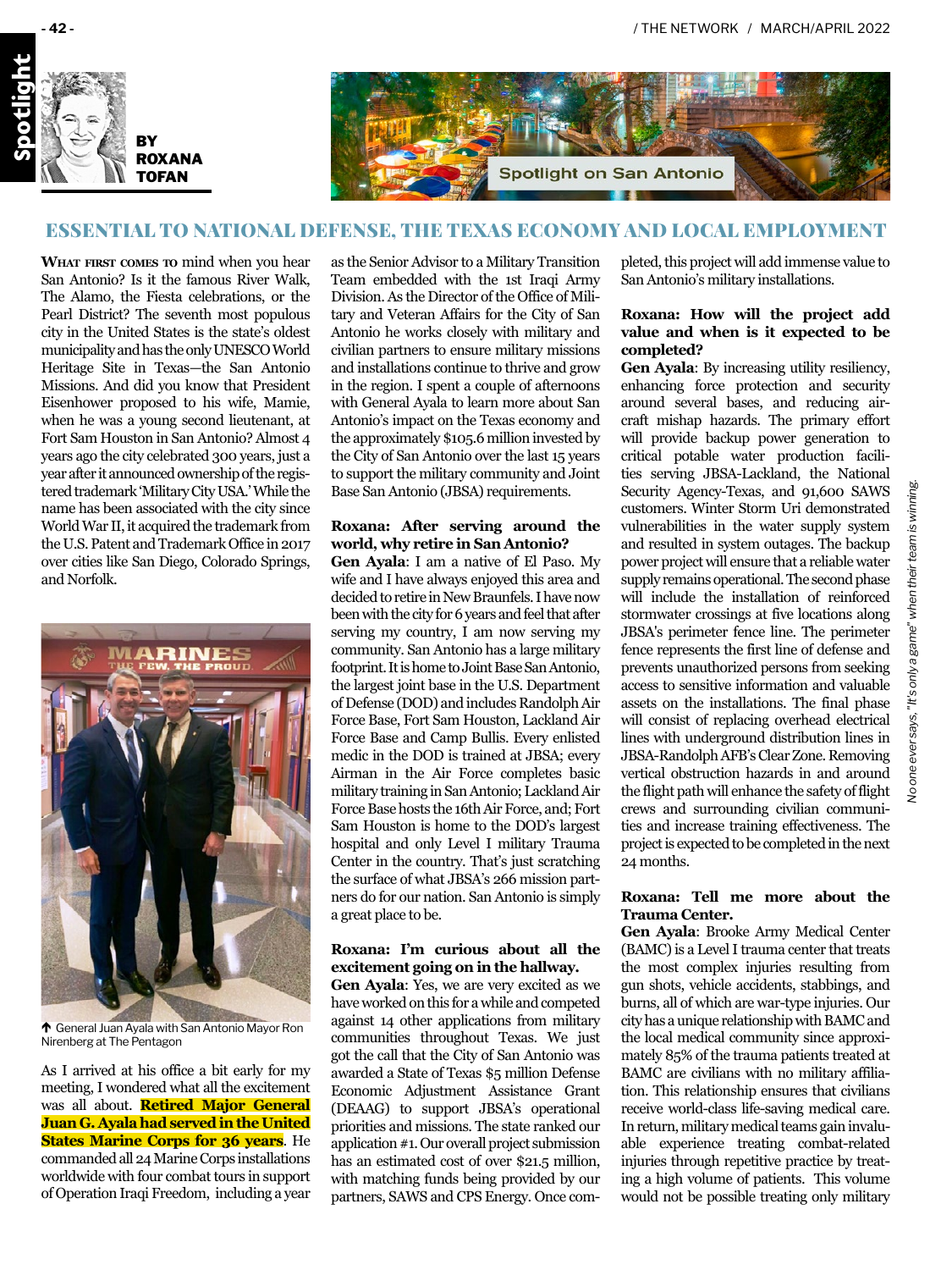BY ROXANA TOFAN

Spotlight on San Antonio

## ESSENTIAL TO NATIONAL DEFENSE, THE TEXAS ECONOMY AND LOCAL EMPLOYMENT

**What first comes to** mind when you hear San Antonio? Is it the famous River Walk, The Alamo, the Fiesta celebrations, or the Pearl District? The seventh most populous city in the United States is the state's oldest municipality and has the only UNESCO World Heritage Site in Texas—the San Antonio Missions. And did you know that President Eisenhower proposed to his wife, Mamie, when he was a young second lieutenant, at Fort Sam Houston in San Antonio? Almost 4 years ago the city celebrated 300 years, just a year after it announced ownership of the registered trademark 'Military City USA.' While the name has been associated with the city since World War II, it acquired the trademark from the U.S. Patent and Trademark Office in 2017 over cities like San Diego, Colorado Springs, and Norfolk.

General Juan Ayala with San Antonio Mayor Ron Nirenberg at The Pentagon

As I arrived at his office a bit early for my meeting, I wondered what all the excitement was all about. **Retired Major General Juan G. Ayala had served in the United States Marine Corps for 36 years**. He commanded all 24 Marine Corps installations worldwide with four combat tours in support of Operation Iraqi Freedom, including a year as the Senior Advisor to a Military Transition Team embedded with the 1st Iraqi Army Division. As the Director of the Office of Military and Veteran Affairs for the City of San Antonio he works closely with military and civilian partners to ensure military missions and installations continue to thrive and grow in the region. I spent a couple of afternoons with General Ayala to learn more about San Antonio's impact on the Texas economy and the approximately $105.6 million invested by the City of San Antonio over the last 15 years to support the military community and Joint Base San Antonio (JBSA) requirements.

**Roxana: After serving around the world, why retire in San Antonio?**

**Gen Ayala**: I am a native of El Paso. My wife and I have always enjoyed this area and decided to retire in New Braunfels. I have now been with the city for 6 years and feel that after serving my country, I am now serving my community. San Antonio has a large military footprint. It is home to Joint Base San Antonio, the largest joint base in the U.S. Department of Defense (DOD) and includes Randolph Air Force Base, Fort Sam Houston, Lackland Air Force Base and Camp Bullis. Every enlisted medic in the DOD is trained at JBSA; every Airman in the Air Force completes basic military training in San Antonio; Lackland Air Force Base hosts the 16th Air Force, and; Fort Sam Houston is home to the DOD's largest hospital and only Level I military Trauma Center in the country. That's just scratching the surface of what JBSA's 266 mission partners do for our nation. San Antonio is simply a great place to be.

**Roxana: I'm curious about all the excitement going on in the hallway.**

**Gen Ayala**: Yes, we are very excited as we have worked on this for a while and competed against 14 other applications from military communities throughout Texas. We just got the call that the City of San Antonio was awarded a State of Texas $5 million Defense Economic Adjustment Assistance Grant (DEAAG) to support JBSA's operational priorities and missions. The state ranked our application #1. Our overall project submission has an estimated cost of over $21.5 million, with matching funds being provided by our partners, SAWS and CPS Energy. Once completed, this project will add immense value to San Antonio's military installations.

**Roxana: How will the project add value and when is it expected to be completed?**

**Gen Ayala**: By increasing utility resiliency, enhancing force protection and security around several bases, and reducing aircraft mishap hazards. The primary effort will provide backup power generation to critical potable water production facilities serving JBSA-Lackland, the National Security Agency-Texas, and 91,600 SAWS customers. Winter Storm Uri demonstrated vulnerabilities in the water supply system and resulted in system outages. The backup power project will ensure that a reliable water supply remains operational. The second phase will include the installation of reinforced stormwater crossings at five locations along JBSA's perimeter fence line. The perimeter fence represents the first line of defense and prevents unauthorized persons from seeking access to sensitive information and valuable assets on the installations. The final phase will consist of replacing overhead electrical lines with underground distribution lines in JBSA-Randolph AFB's Clear Zone. Removing vertical obstruction hazards in and around the flight path will enhance the safety of flight crews and surrounding civilian communities and increase training effectiveness. The project is expected to be completed in the next 24 months.

**Roxana: Tell me more about the Trauma Center.**

**Gen Ayala**: Brooke Army Medical Center (BAMC) is a Level I trauma center that treats the most complex injuries resulting from gun shots, vehicle accidents, stabbings, and burns, all of which are war-type injuries. Our city has a unique relationship with BAMC and the local medical community since approximately 85% of the trauma patients treated at BAMC are civilians with no military affiliation. This relationship ensures that civilians receive world-class life-saving medical care. In return, military medical teams gain invaluable experience treating combat-related injuries through repetitive practice by treating a high volume of patients. This volume would not be possible treating only military

*No one ever says, "It's only a game" when their team is winning.*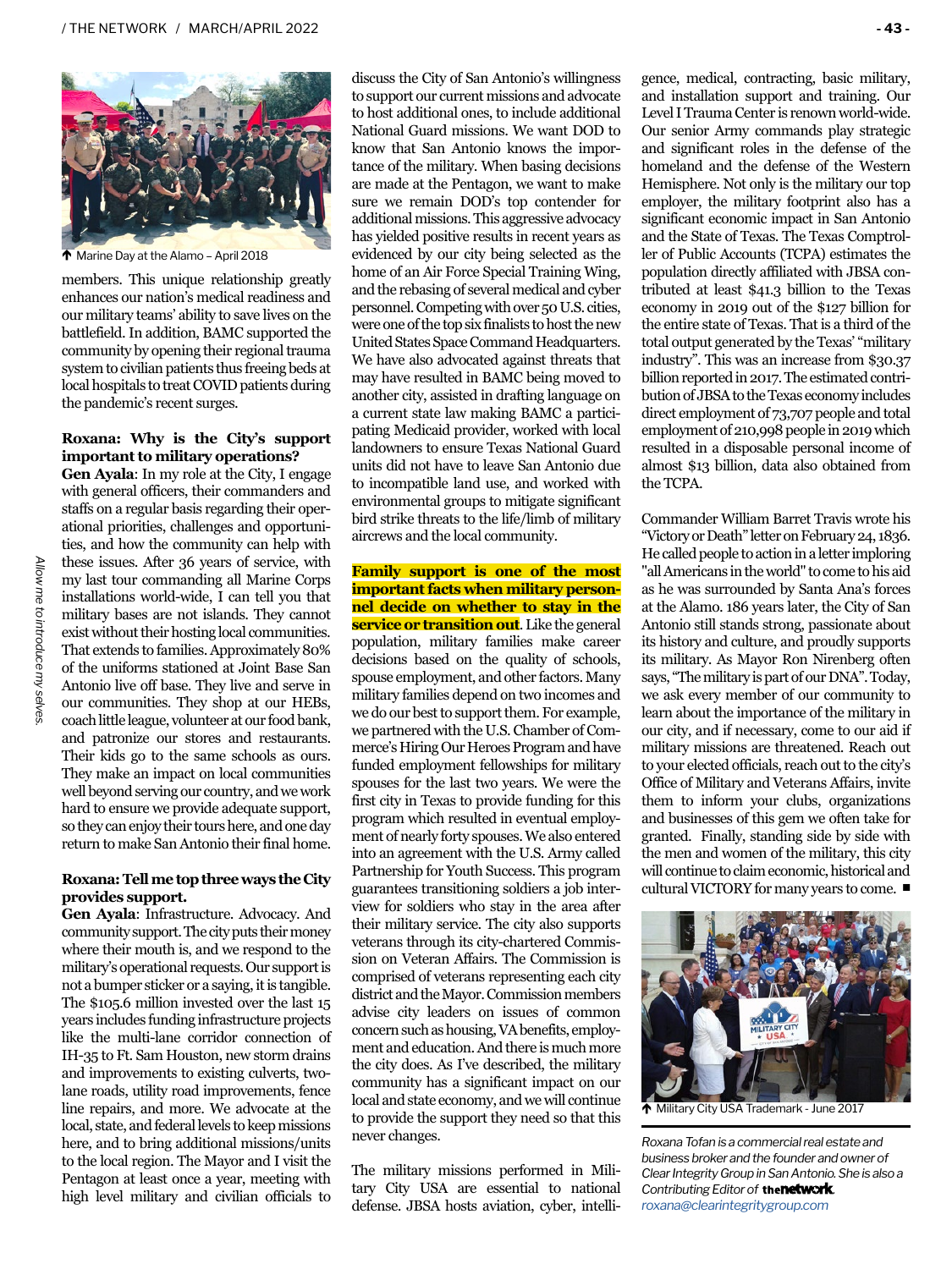Marine Day at the Alamo – April 2018

members. This unique relationship greatly enhances our nation's medical readiness and our military teams' ability to save lives on the battlefield. In addition, BAMC supported the community by opening their regional trauma system to civilian patients thus freeing beds at local hospitals to treat COVID patients during the pandemic's recent surges.

**Roxana: Why is the City's support important to military operations?**

**Gen Ayala**: In my role at the City, I engage with general officers, their commanders and staffs on a regular basis regarding their operational priorities, challenges and opportunities, and how the community can help with these issues. After 36 years of service, with my last tour commanding all Marine Corps installations world-wide, I can tell you that military bases are not islands. They cannot exist without their hosting local communities. That extends to families. Approximately 80% of the uniforms stationed at Joint Base San Antonio live off base. They live and serve in our communities. They shop at our HEBs, coach little league, volunteer at our food bank, and patronize our stores and restaurants. Their kids go to the same schools as ours. They make an impact on local communities well beyond serving our country, and we work hard to ensure we provide adequate support, so they can enjoy their tours here, and one day return to make San Antonio their final home.

**Roxana: Tell me top three ways the City provides support.**

**Gen Ayala**: Infrastructure. Advocacy. And community support. The city puts their money where their mouth is, and we respond to the military's operational requests. Our support is not a bumper sticker or a saying, it is tangible. The $105.6 million invested over the last 15 years includes funding infrastructure projects like the multi-lane corridor connection of IH-35 to Ft. Sam Houston, new storm drains and improvements to existing culverts, two-lane roads, utility road improvements, fence line repairs, and more. We advocate at the local, state, and federal levels to keep missions here, and to bring additional missions/units to the local region. The Mayor and I visit the Pentagon at least once a year, meeting with high level military and civilian officials to discuss the City of San Antonio's willingness to support our current missions and advocate to host additional ones, to include additional National Guard missions. We want DOD to know that San Antonio knows the importance of the military. When basing decisions are made at the Pentagon, we want to make sure we remain DOD's top contender for additional missions. This aggressive advocacy has yielded positive results in recent years as evidenced by our city being selected as the home of an Air Force Special Training Wing, and the rebasing of several medical and cyber personnel. Competing with over 50 U.S. cities, were one of the top six finalists to host the new United States Space Command Headquarters. We have also advocated against threats that may have resulted in BAMC being moved to another city, assisted in drafting language on a current state law making BAMC a participating Medicaid provider, worked with local landowners to ensure Texas National Guard units did not have to leave San Antonio due to incompatible land use, and worked with environmental groups to mitigate significant bird strike threats to the life/limb of military aircrews and the local community.

**Family support is one of the most important facts when military personnel decide on whether to stay in the service or transition out**. Like the general population, military families make career decisions based on the quality of schools, spouse employment, and other factors. Many military families depend on two incomes and we do our best to support them. For example, we partnered with the U.S. Chamber of Commerce's Hiring Our Heroes Program and have funded employment fellowships for military spouses for the last two years. We were the first city in Texas to provide funding for this program which resulted in eventual employment of nearly forty spouses. We also entered into an agreement with the U.S. Army called Partnership for Youth Success. This program guarantees transitioning soldiers a job interview for soldiers who stay in the area after their military service. The city also supports veterans through its city-chartered Commission on Veteran Affairs. The Commission is comprised of veterans representing each city district and the Mayor. Commission members advise city leaders on issues of common concern such as housing, VA benefits, employment and education. And there is much more the city does. As I've described, the military community has a significant impact on our local and state economy, and we will continue to provide the support they need so that this never changes.

The military missions performed in Military City USA are essential to national defense. JBSA hosts aviation, cyber, intelligence, medical, contracting, basic military, and installation support and training. Our Level I Trauma Center is renown world-wide. Our senior Army commands play strategic and significant roles in the defense of the homeland and the defense of the Western Hemisphere. Not only is the military our top employer, the military footprint also has a significant economic impact in San Antonio and the State of Texas. The Texas Comptroller of Public Accounts (TCPA) estimates the population directly affiliated with JBSA contributed at least $41.3 billion to the Texas economy in 2019 out of the $127 billion for the entire state of Texas. That is a third of the total output generated by the Texas' "military industry". This was an increase from $30.37 billion reported in 2017. The estimated contribution of JBSA to the Texas economy includes direct employment of 73,707 people and total employment of 210,998 people in 2019 which resulted in a disposable personal income of almost $13 billion, data also obtained from the TCPA.

Commander William Barret Travis wrote his "Victory or Death" letter on February 24, 1836. He called people to action in a letter imploring "all Americans in the world" to come to his aid as he was surrounded by Santa Ana's forces at the Alamo. 186 years later, the City of San Antonio still stands strong, passionate about its history and culture, and proudly supports its military. As Mayor Ron Nirenberg often says, "The military is part of our DNA". Today, we ask every member of our community to learn about the importance of the military in our city, and if necessary, come to our aid if military missions are threatened. Reach out to your elected officials, reach out to the city's Office of Military and Veterans Affairs, invite them to inform your clubs, organizations and businesses of this gem we often take for granted. Finally, standing side by side with the men and women of the military, this city will continue to claim economic, historical and cultural VICTORY for many years to come. ■

Military City USA Trademark - June 2017

*Roxana Tofan is a commercial real estate and business broker and the founder and owner of Clear Integrity Group in San Antonio. She is also a Contributing Editor of* **thenetwork**. *roxana@clearintegritygroup.com*